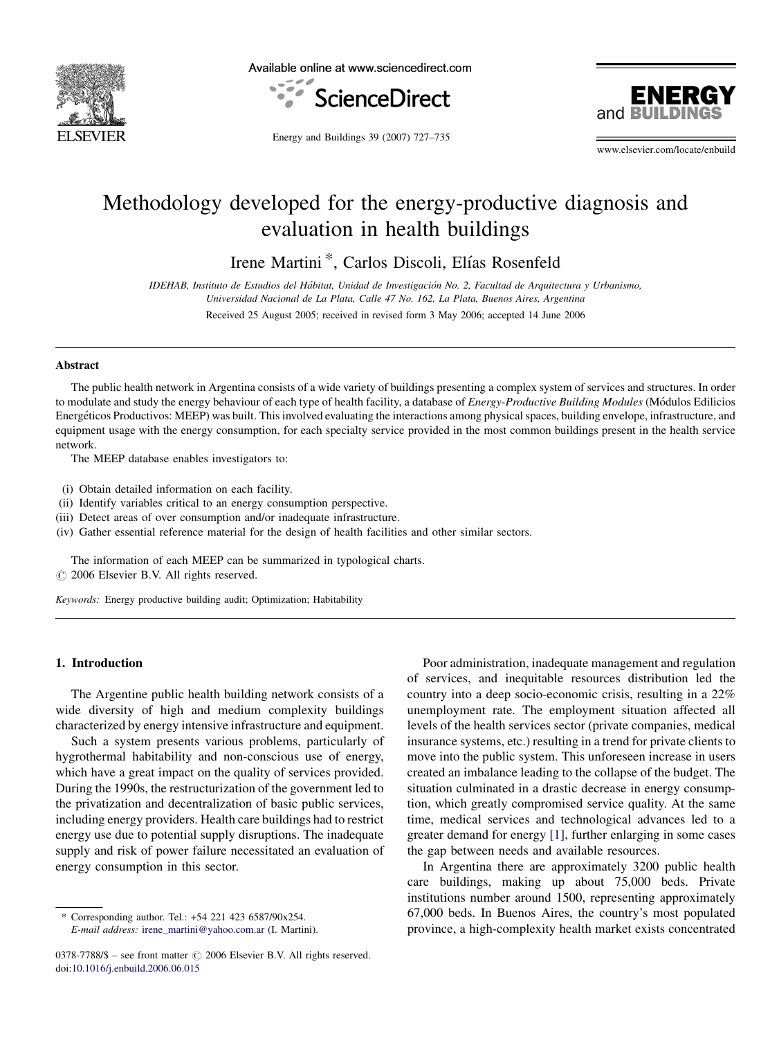# Methodology developed for the energy-productive diagnosis and evaluation in health buildings

Irene Martini *, Carlos Discoli, Elías Rosenfeld

*IDEHAB, Instituto de Estudios del Hábitat, Unidad de Investigación No. 2, Facultad de Arquitectura y Urbanismo, Universidad Nacional de La Plata, Calle 47 No. 162, La Plata, Buenos Aires, Argentina*

Received 25 August 2005; received in revised form 3 May 2006; accepted 14 June 2006

## Abstract

The public health network in Argentina consists of a wide variety of buildings presenting a complex system of services and structures. In order to modulate and study the energy behaviour of each type of health facility, a database of *Energy-Productive Building Modules* (Módulos Edilicios Energéticos Productivos: MEEP) was built. This involved evaluating the interactions among physical spaces, building envelope, infrastructure, and equipment usage with the energy consumption, for each specialty service provided in the most common buildings present in the health service network.

The MEEP database enables investigators to:

(i) Obtain detailed information on each facility.
(ii) Identify variables critical to an energy consumption perspective.
(iii) Detect areas of over consumption and/or inadequate infrastructure.
(iv) Gather essential reference material for the design of health facilities and other similar sectors.

The information of each MEEP can be summarized in typological charts.
© 2006 Elsevier B.V. All rights reserved.

*Keywords:* Energy productive building audit; Optimization; Habitability

## 1. Introduction

The Argentine public health building network consists of a wide diversity of high and medium complexity buildings characterized by energy intensive infrastructure and equipment.

Such a system presents various problems, particularly of hygrothermal habitability and non-conscious use of energy, which have a great impact on the quality of services provided. During the 1990s, the restructurization of the government led to the privatization and decentralization of basic public services, including energy providers. Health care buildings had to restrict energy use due to potential supply disruptions. The inadequate supply and risk of power failure necessitated an evaluation of energy consumption in this sector.

Poor administration, inadequate management and regulation of services, and inequitable resources distribution led the country into a deep socio-economic crisis, resulting in a 22% unemployment rate. The employment situation affected all levels of the health services sector (private companies, medical insurance systems, etc.) resulting in a trend for private clients to move into the public system. This unforeseen increase in users created an imbalance leading to the collapse of the budget. The situation culminated in a drastic decrease in energy consumption, which greatly compromised service quality. At the same time, medical services and technological advances led to a greater demand for energy [1], further enlarging in some cases the gap between needs and available resources.

In Argentina there are approximately 3200 public health care buildings, making up about 75,000 beds. Private institutions number around 1500, representing approximately 67,000 beds. In Buenos Aires, the country's most populated province, a high-complexity health market exists concentrated

---

* Corresponding author. Tel.: +54 221 423 6587/90x254.
*E-mail address:* irene_martini@yahoo.com.ar (I. Martini).

0378-7788/$ – see front matter © 2006 Elsevier B.V. All rights reserved.
doi:10.1016/j.enbuild.2006.06.015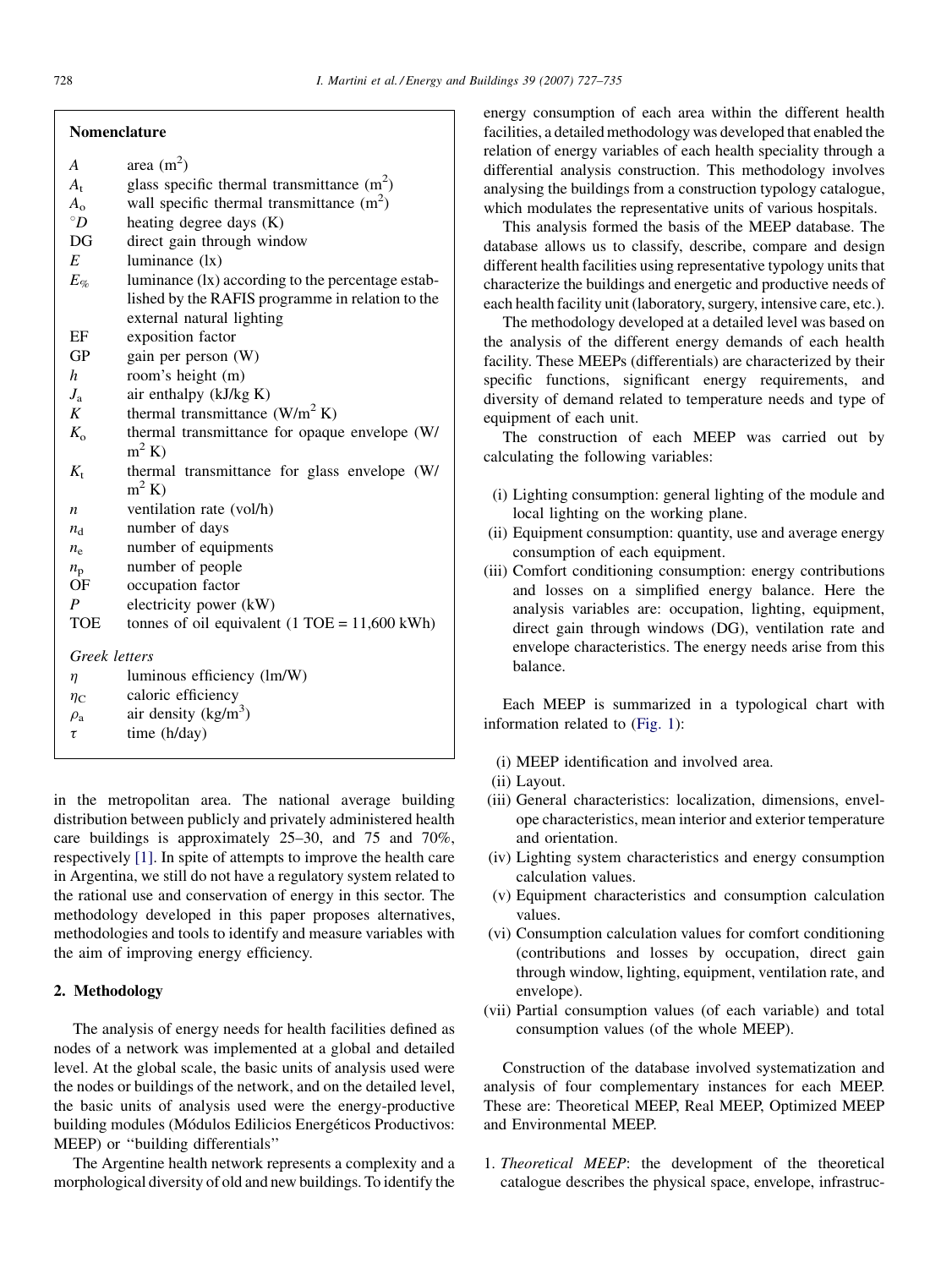## Nomenclature

| | |
|---|---|
| $A$ | area (m$^2$) |
| $A_t$ | glass specific thermal transmittance (m$^2$) |
| $A_o$ | wall specific thermal transmittance (m$^2$) |
| $^{\circ}D$ | heating degree days (K) |
| DG | direct gain through window |
| $E$ | luminance (lx) |
| $E_{\%}$ | luminance (lx) according to the percentage established by the RAFIS programme in relation to the external natural lighting |
| EF | exposition factor |
| GP | gain per person (W) |
| $h$ | room's height (m) |
| $J_a$ | air enthalpy (kJ/kg K) |
| $K$ | thermal transmittance (W/m$^2$ K) |
| $K_o$ | thermal transmittance for opaque envelope (W/m$^2$ K) |
| $K_t$ | thermal transmittance for glass envelope (W/m$^2$ K) |
| $n$ | ventilation rate (vol/h) |
| $n_d$ | number of days |
| $n_e$ | number of equipments |
| $n_p$ | number of people |
| OF | occupation factor |
| $P$ | electricity power (kW) |
| TOE | tonnes of oil equivalent (1 TOE = 11,600 kWh) |

*Greek letters*

| | |
|---|---|
| $\eta$ | luminous efficiency (lm/W) |
| $\eta_C$ | caloric efficiency |
| $\rho_a$ | air density (kg/m$^3$) |
| $\tau$ | time (h/day) |

in the metropolitan area. The national average building distribution between publicly and privately administered health care buildings is approximately 25–30, and 75 and 70%, respectively [1]. In spite of attempts to improve the health care in Argentina, we still do not have a regulatory system related to the rational use and conservation of energy in this sector. The methodology developed in this paper proposes alternatives, methodologies and tools to identify and measure variables with the aim of improving energy efficiency.

## 2. Methodology

The analysis of energy needs for health facilities defined as nodes of a network was implemented at a global and detailed level. At the global scale, the basic units of analysis used were the nodes or buildings of the network, and on the detailed level, the basic units of analysis used were the energy-productive building modules (Módulos Edilicios Energéticos Productivos: MEEP) or ''building differentials''

The Argentine health network represents a complexity and a morphological diversity of old and new buildings. To identify the energy consumption of each area within the different health facilities, a detailed methodology was developed that enabled the relation of energy variables of each health speciality through a differential analysis construction. This methodology involves analysing the buildings from a construction typology catalogue, which modulates the representative units of various hospitals.

This analysis formed the basis of the MEEP database. The database allows us to classify, describe, compare and design different health facilities using representative typology units that characterize the buildings and energetic and productive needs of each health facility unit (laboratory, surgery, intensive care, etc.).

The methodology developed at a detailed level was based on the analysis of the different energy demands of each health facility. These MEEPs (differentials) are characterized by their specific functions, significant energy requirements, and diversity of demand related to temperature needs and type of equipment of each unit.

The construction of each MEEP was carried out by calculating the following variables:

(i) Lighting consumption: general lighting of the module and local lighting on the working plane.
(ii) Equipment consumption: quantity, use and average energy consumption of each equipment.
(iii) Comfort conditioning consumption: energy contributions and losses on a simplified energy balance. Here the analysis variables are: occupation, lighting, equipment, direct gain through windows (DG), ventilation rate and envelope characteristics. The energy needs arise from this balance.

Each MEEP is summarized in a typological chart with information related to (Fig. 1):

(i) MEEP identification and involved area.
(ii) Layout.
(iii) General characteristics: localization, dimensions, envelope characteristics, mean interior and exterior temperature and orientation.
(iv) Lighting system characteristics and energy consumption calculation values.
(v) Equipment characteristics and consumption calculation values.
(vi) Consumption calculation values for comfort conditioning (contributions and losses by occupation, direct gain through window, lighting, equipment, ventilation rate, and envelope).
(vii) Partial consumption values (of each variable) and total consumption values (of the whole MEEP).

Construction of the database involved systematization and analysis of four complementary instances for each MEEP. These are: Theoretical MEEP, Real MEEP, Optimized MEEP and Environmental MEEP.

1. *Theoretical MEEP*: the development of the theoretical catalogue describes the physical space, envelope, infrastruc-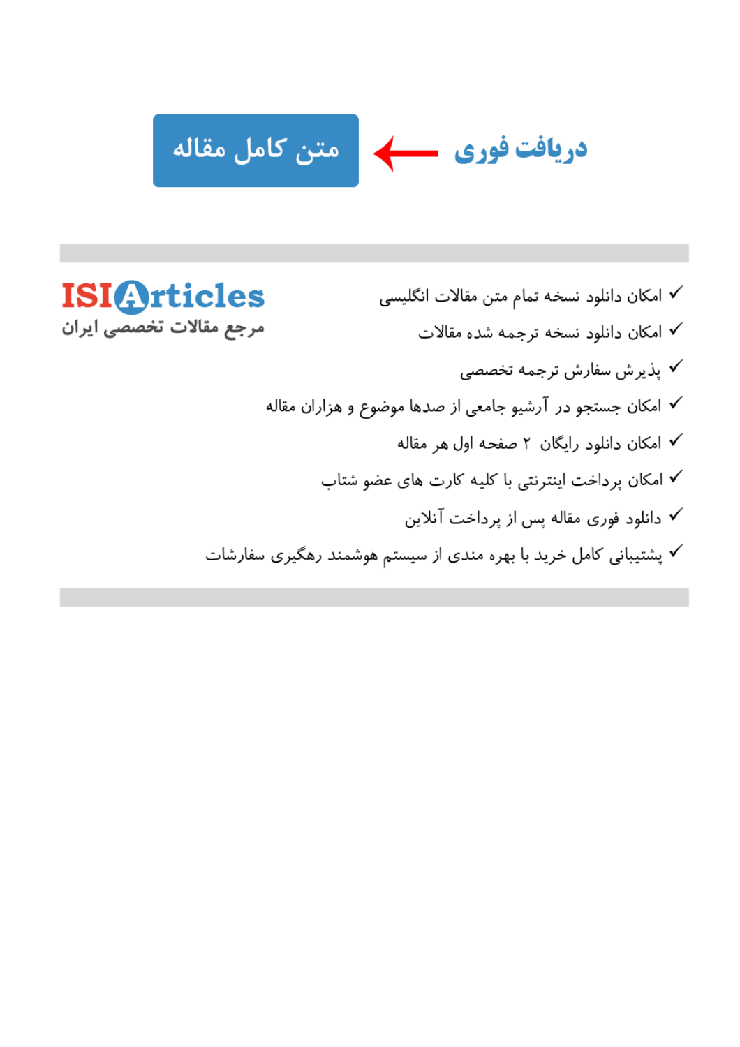دریافت فوری ← متن کامل مقاله

**ISIArticles**
مرجع مقالات تخصصی ایران

- ✓ امکان دانلود نسخه تمام متن مقالات انگلیسی
- ✓ امکان دانلود نسخه ترجمه شده مقالات
- ✓ پذیرش سفارش ترجمه تخصصی
- ✓ امکان جستجو در آرشیو جامعی از صدها موضوع و هزاران مقاله
- ✓ امکان دانلود رایگان ۲ صفحه اول هر مقاله
- ✓ امکان پرداخت اینترنتی با کلیه کارت های عضو شتاب
- ✓ دانلود فوری مقاله پس از پرداخت آنلاین
- ✓ پشتیبانی کامل خرید با بهره مندی از سیستم هوشمند رهگیری سفارشات